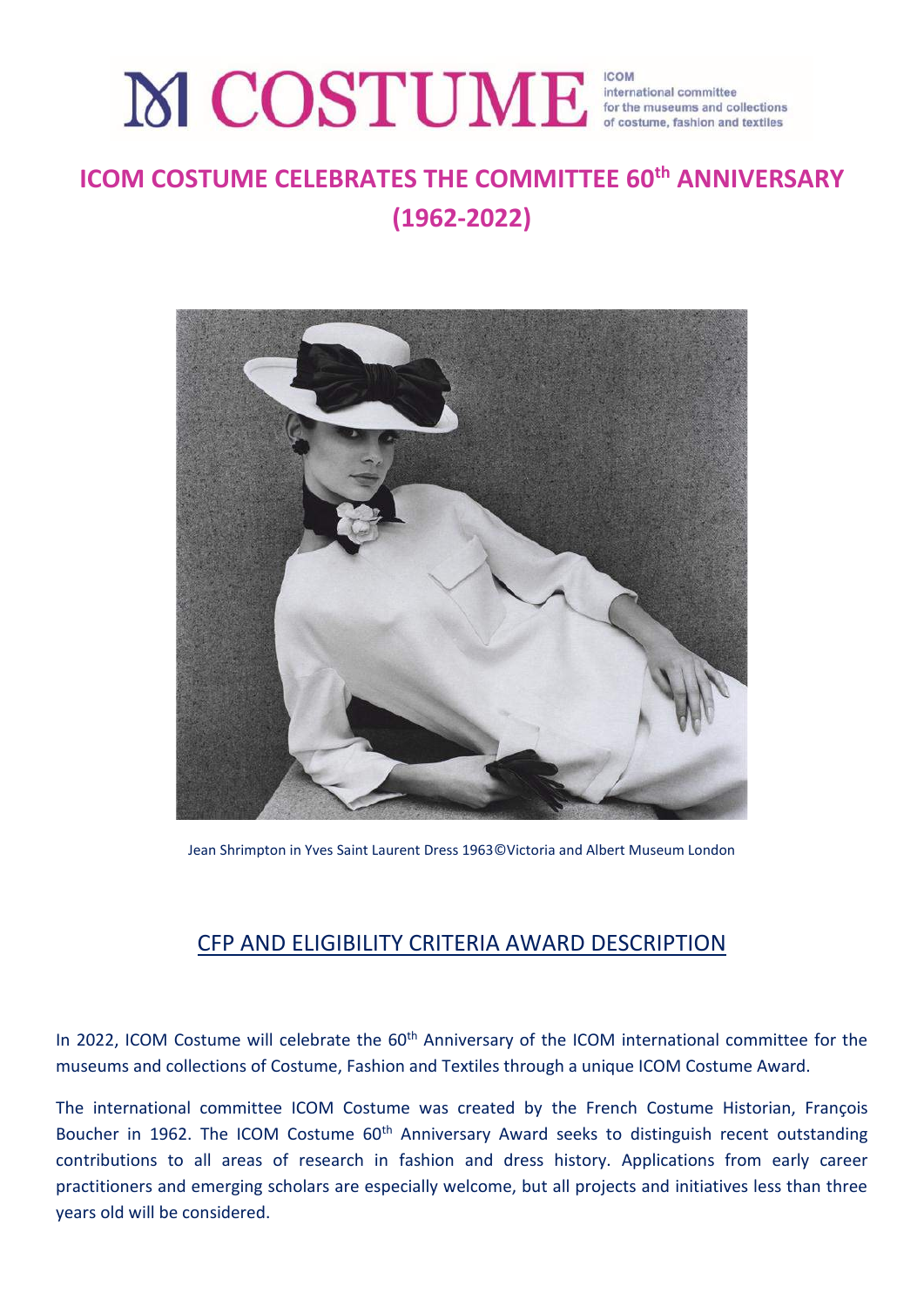ICOM COSTUME

ICOM international committee for the museums and collections of costume, fashion and textiles

# ICOM COSTUME CELEBRATES THE COMMITTEE 60th ANNIVERSARY (1962-2022)

Jean Shrimpton in Yves Saint Laurent Dress 1963©Victoria and Albert Museum London

## CFP AND ELIGIBILITY CRITERIA AWARD DESCRIPTION

In 2022, ICOM Costume will celebrate the 60th Anniversary of the ICOM international committee for the museums and collections of Costume, Fashion and Textiles through a unique ICOM Costume Award.

The international committee ICOM Costume was created by the French Costume Historian, François Boucher in 1962. The ICOM Costume 60th Anniversary Award seeks to distinguish recent outstanding contributions to all areas of research in fashion and dress history. Applications from early career practitioners and emerging scholars are especially welcome, but all projects and initiatives less than three years old will be considered.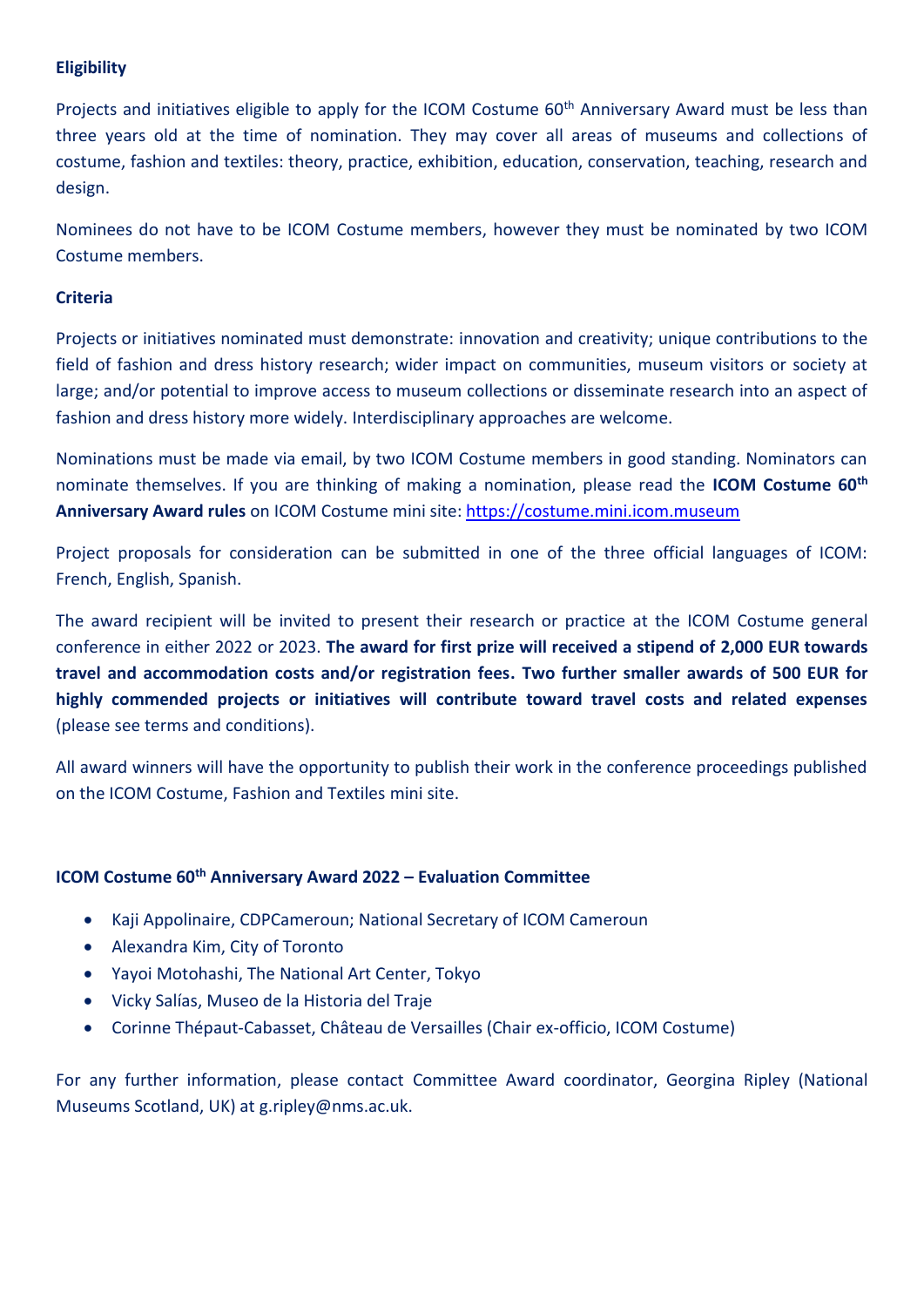**Eligibility**

Projects and initiatives eligible to apply for the ICOM Costume 60th Anniversary Award must be less than three years old at the time of nomination. They may cover all areas of museums and collections of costume, fashion and textiles: theory, practice, exhibition, education, conservation, teaching, research and design.

Nominees do not have to be ICOM Costume members, however they must be nominated by two ICOM Costume members.

**Criteria**

Projects or initiatives nominated must demonstrate: innovation and creativity; unique contributions to the field of fashion and dress history research; wider impact on communities, museum visitors or society at large; and/or potential to improve access to museum collections or disseminate research into an aspect of fashion and dress history more widely. Interdisciplinary approaches are welcome.

Nominations must be made via email, by two ICOM Costume members in good standing. Nominators can nominate themselves. If you are thinking of making a nomination, please read the **ICOM Costume 60th Anniversary Award rules** on ICOM Costume mini site: [https://costume.mini.icom.museum](https://costume.mini.icom.museum)

Project proposals for consideration can be submitted in one of the three official languages of ICOM: French, English, Spanish.

The award recipient will be invited to present their research or practice at the ICOM Costume general conference in either 2022 or 2023. **The award for first prize will received a stipend of 2,000 EUR towards travel and accommodation costs and/or registration fees. Two further smaller awards of 500 EUR for highly commended projects or initiatives will contribute toward travel costs and related expenses** (please see terms and conditions).

All award winners will have the opportunity to publish their work in the conference proceedings published on the ICOM Costume, Fashion and Textiles mini site.

**ICOM Costume 60th Anniversary Award 2022 – Evaluation Committee**

- Kaji Appolinaire, CDPCameroun; National Secretary of ICOM Cameroun
- Alexandra Kim, City of Toronto
- Yayoi Motohashi, The National Art Center, Tokyo
- Vicky Salías, Museo de la Historia del Traje
- Corinne Thépaut-Cabasset, Château de Versailles (Chair ex-officio, ICOM Costume)

For any further information, please contact Committee Award coordinator, Georgina Ripley (National Museums Scotland, UK) at g.ripley@nms.ac.uk.